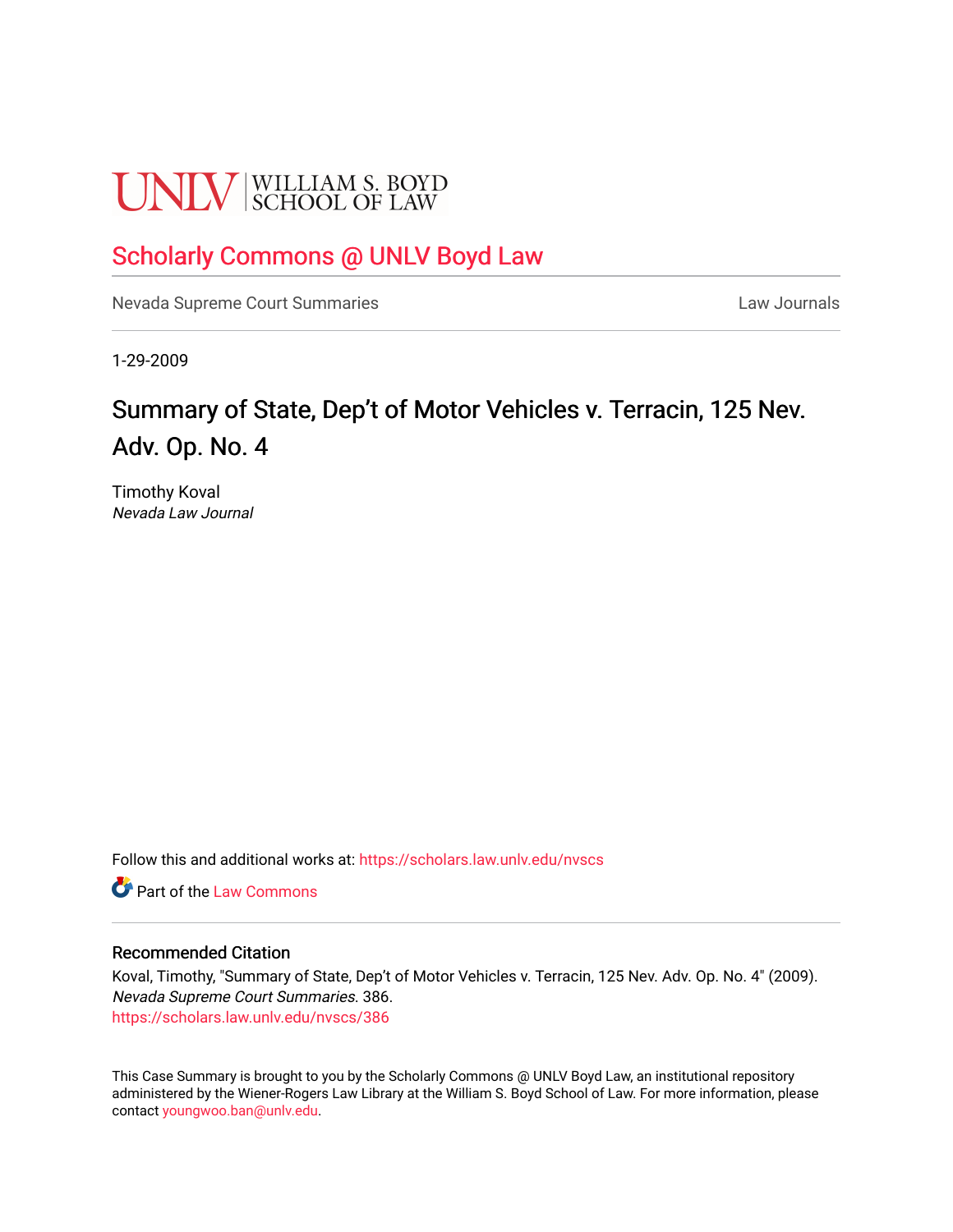UNLV | WILLIAM S. BOYD SCHOOL OF LAW

# Scholarly Commons @ UNLV Boyd Law

Nevada Supreme Court Summaries

Law Journals

1-29-2009

## Summary of State, Dep't of Motor Vehicles v. Terracin, 125 Nev. Adv. Op. No. 4

Timothy Koval
*Nevada Law Journal*

Follow this and additional works at: https://scholars.law.unlv.edu/nvscs

Part of the Law Commons

### Recommended Citation

Koval, Timothy, "Summary of State, Dep't of Motor Vehicles v. Terracin, 125 Nev. Adv. Op. No. 4" (2009). *Nevada Supreme Court Summaries*. 386.
https://scholars.law.unlv.edu/nvscs/386

This Case Summary is brought to you by the Scholarly Commons @ UNLV Boyd Law, an institutional repository administered by the Wiener-Rogers Law Library at the William S. Boyd School of Law. For more information, please contact youngwoo.ban@unlv.edu.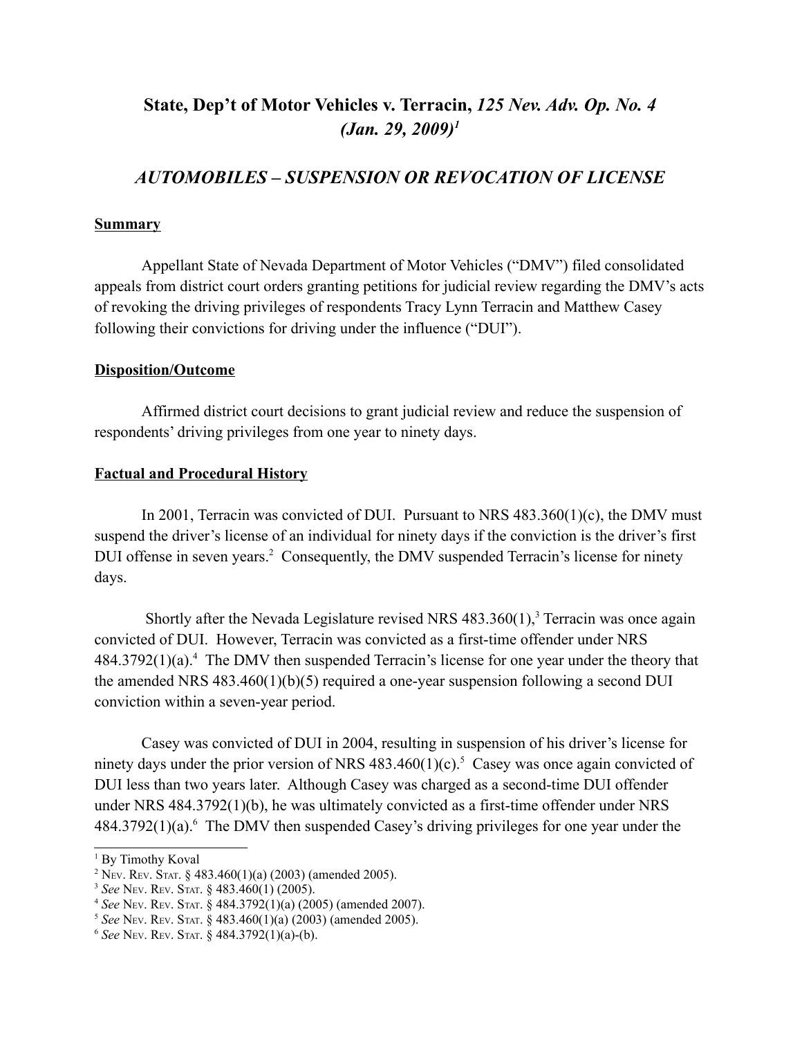# State, Dep't of Motor Vehicles v. Terracin, *125 Nev. Adv. Op. No. 4 (Jan. 29, 2009)*[1]

## *AUTOMOBILES – SUSPENSION OR REVOCATION OF LICENSE*

### Summary

Appellant State of Nevada Department of Motor Vehicles ("DMV") filed consolidated appeals from district court orders granting petitions for judicial review regarding the DMV's acts of revoking the driving privileges of respondents Tracy Lynn Terracin and Matthew Casey following their convictions for driving under the influence ("DUI").

### Disposition/Outcome

Affirmed district court decisions to grant judicial review and reduce the suspension of respondents' driving privileges from one year to ninety days.

### Factual and Procedural History

In 2001, Terracin was convicted of DUI. Pursuant to NRS 483.360(1)(c), the DMV must suspend the driver's license of an individual for ninety days if the conviction is the driver's first DUI offense in seven years.[2] Consequently, the DMV suspended Terracin's license for ninety days.

Shortly after the Nevada Legislature revised NRS 483.360(1),[3] Terracin was once again convicted of DUI. However, Terracin was convicted as a first-time offender under NRS 484.3792(1)(a).[4] The DMV then suspended Terracin's license for one year under the theory that the amended NRS 483.460(1)(b)(5) required a one-year suspension following a second DUI conviction within a seven-year period.

Casey was convicted of DUI in 2004, resulting in suspension of his driver's license for ninety days under the prior version of NRS 483.460(1)(c).[5] Casey was once again convicted of DUI less than two years later. Although Casey was charged as a second-time DUI offender under NRS 484.3792(1)(b), he was ultimately convicted as a first-time offender under NRS 484.3792(1)(a).[6] The DMV then suspended Casey's driving privileges for one year under the

---

[1] By Timothy Koval

[2] Nev. Rev. Stat. § 483.460(1)(a) (2003) (amended 2005).

[3] *See* Nev. Rev. Stat. § 483.460(1) (2005).

[4] *See* Nev. Rev. Stat. § 484.3792(1)(a) (2005) (amended 2007).

[5] *See* Nev. Rev. Stat. § 483.460(1)(a) (2003) (amended 2005).

[6] *See* Nev. Rev. Stat. § 484.3792(1)(a)-(b).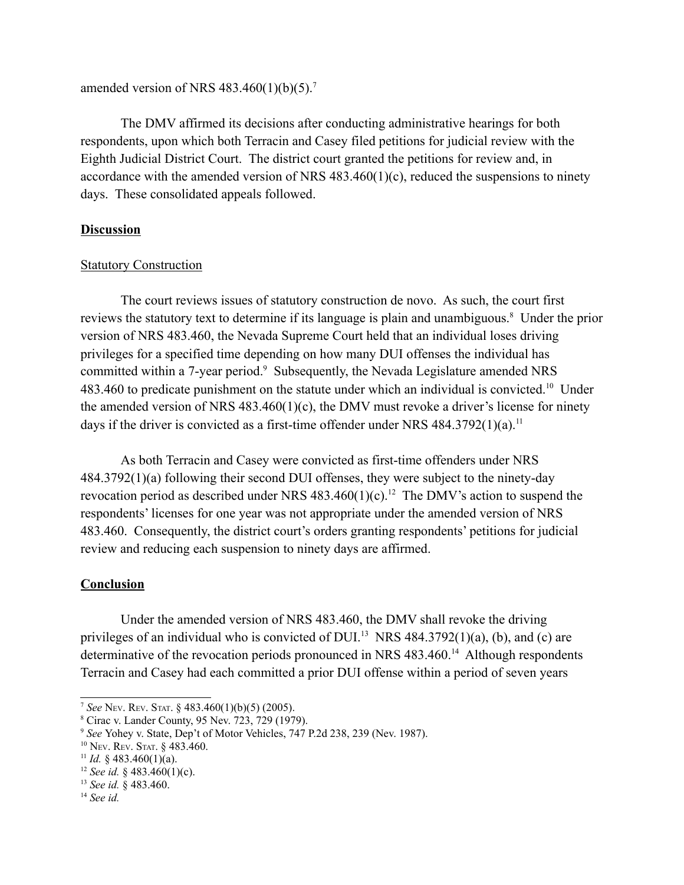amended version of NRS 483.460(1)(b)(5).[7]

The DMV affirmed its decisions after conducting administrative hearings for both respondents, upon which both Terracin and Casey filed petitions for judicial review with the Eighth Judicial District Court. The district court granted the petitions for review and, in accordance with the amended version of NRS 483.460(1)(c), reduced the suspensions to ninety days. These consolidated appeals followed.

**Discussion**

Statutory Construction

The court reviews issues of statutory construction de novo. As such, the court first reviews the statutory text to determine if its language is plain and unambiguous.[8] Under the prior version of NRS 483.460, the Nevada Supreme Court held that an individual loses driving privileges for a specified time depending on how many DUI offenses the individual has committed within a 7-year period.[9] Subsequently, the Nevada Legislature amended NRS 483.460 to predicate punishment on the statute under which an individual is convicted.[10] Under the amended version of NRS 483.460(1)(c), the DMV must revoke a driver's license for ninety days if the driver is convicted as a first-time offender under NRS 484.3792(1)(a).[11]

As both Terracin and Casey were convicted as first-time offenders under NRS 484.3792(1)(a) following their second DUI offenses, they were subject to the ninety-day revocation period as described under NRS 483.460(1)(c).[12] The DMV's action to suspend the respondents' licenses for one year was not appropriate under the amended version of NRS 483.460. Consequently, the district court's orders granting respondents' petitions for judicial review and reducing each suspension to ninety days are affirmed.

**Conclusion**

Under the amended version of NRS 483.460, the DMV shall revoke the driving privileges of an individual who is convicted of DUI.[13] NRS 484.3792(1)(a), (b), and (c) are determinative of the revocation periods pronounced in NRS 483.460.[14] Although respondents Terracin and Casey had each committed a prior DUI offense within a period of seven years

---

[7] *See* Nev. Rev. Stat. § 483.460(1)(b)(5) (2005).
[8] Cirac v. Lander County, 95 Nev. 723, 729 (1979).
[9] *See* Yohey v. State, Dep't of Motor Vehicles, 747 P.2d 238, 239 (Nev. 1987).
[10] Nev. Rev. Stat. § 483.460.
[11] *Id.* § 483.460(1)(a).
[12] *See id.* § 483.460(1)(c).
[13] *See id.* § 483.460.
[14] *See id.*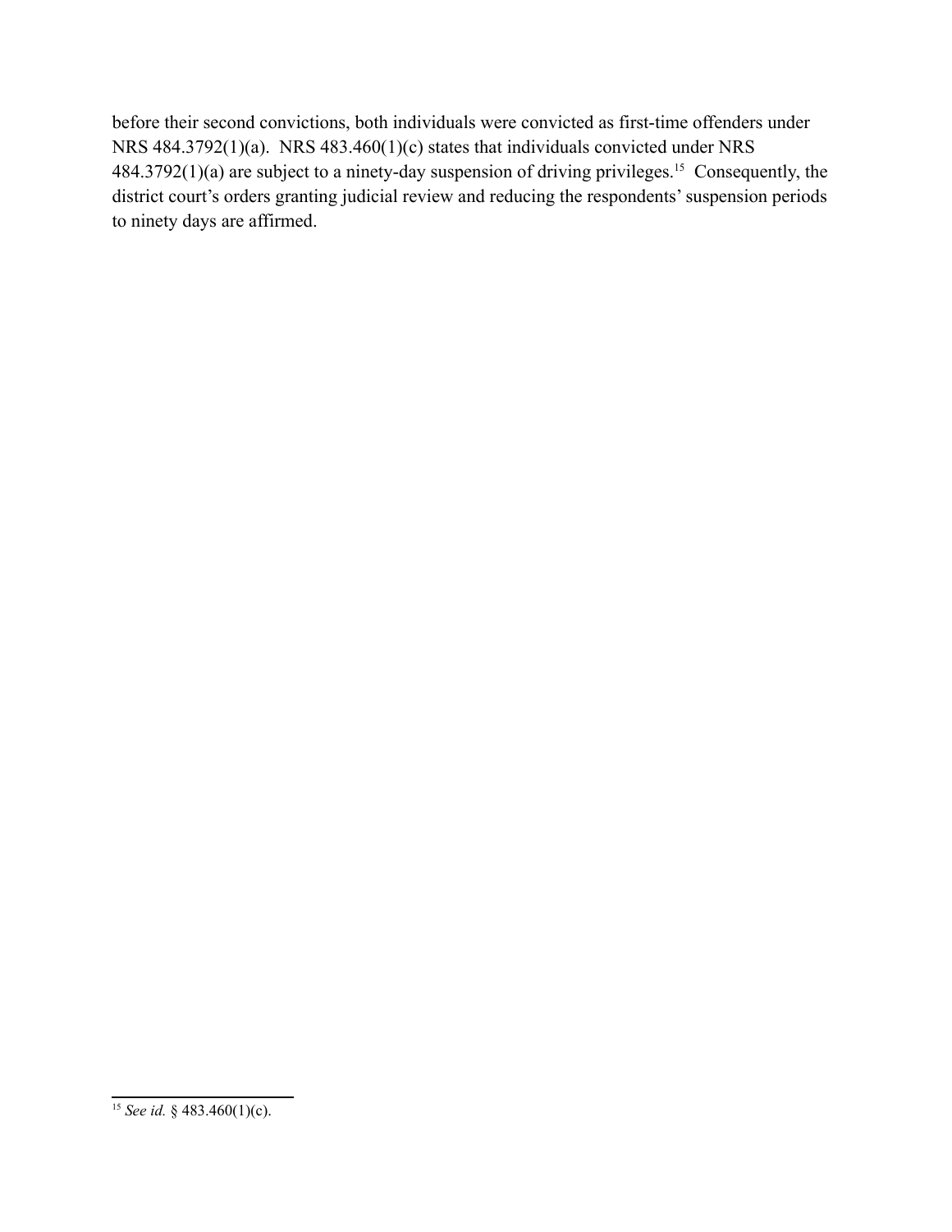before their second convictions, both individuals were convicted as first-time offenders under NRS 484.3792(1)(a). NRS 483.460(1)(c) states that individuals convicted under NRS 484.3792(1)(a) are subject to a ninety-day suspension of driving privileges.[15] Consequently, the district court's orders granting judicial review and reducing the respondents' suspension periods to ninety days are affirmed.

---

[15] *See id.* § 483.460(1)(c).